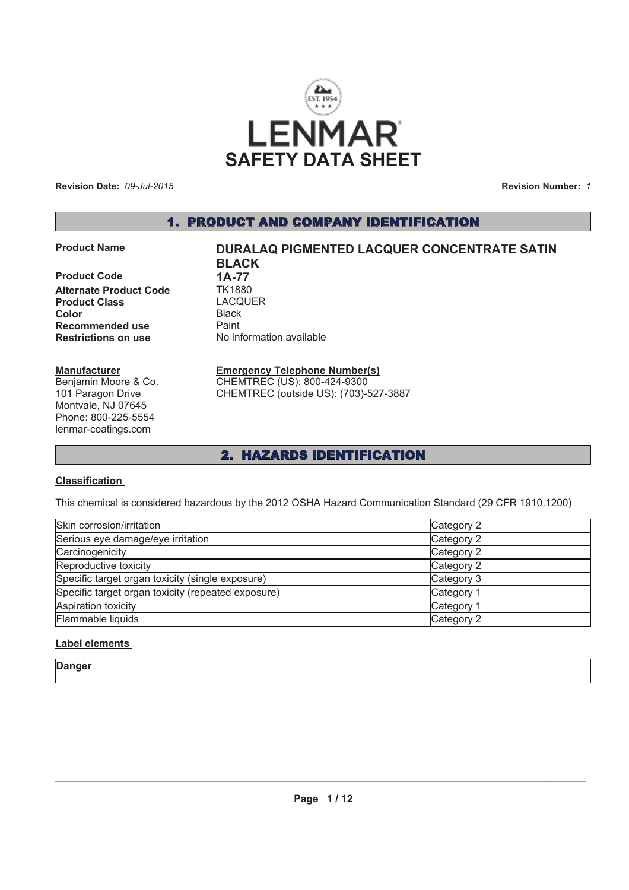LENMAR

# SAFETY DATA SHEET

**Revision Date:** *09-Jul-2015* **Revision Number:** *1*

## 1. PRODUCT AND COMPANY IDENTIFICATION

**Product Name** **DURALAQ PIGMENTED LACQUER CONCENTRATE SATIN BLACK**

**Product Code** **1A-77**

**Alternate Product Code** TK1880

**Product Class** LACQUER

**Color** Black

**Recommended use** Paint

**Restrictions on use** No information available

**Manufacturer**

Benjamin Moore & Co.
101 Paragon Drive
Montvale, NJ 07645
Phone: 800-225-5554
lenmar-coatings.com

**Emergency Telephone Number(s)**

CHEMTREC (US): 800-424-9300
CHEMTREC (outside US): (703)-527-3887

## 2. HAZARDS IDENTIFICATION

**Classification**

This chemical is considered hazardous by the 2012 OSHA Hazard Communication Standard (29 CFR 1910.1200)

| Hazard | Category |
|---|---|
| Skin corrosion/irritation | Category 2 |
| Serious eye damage/eye irritation | Category 2 |
| Carcinogenicity | Category 2 |
| Reproductive toxicity | Category 2 |
| Specific target organ toxicity (single exposure) | Category 3 |
| Specific target organ toxicity (repeated exposure) | Category 1 |
| Aspiration toxicity | Category 1 |
| Flammable liquids | Category 2 |

**Label elements**

**Danger**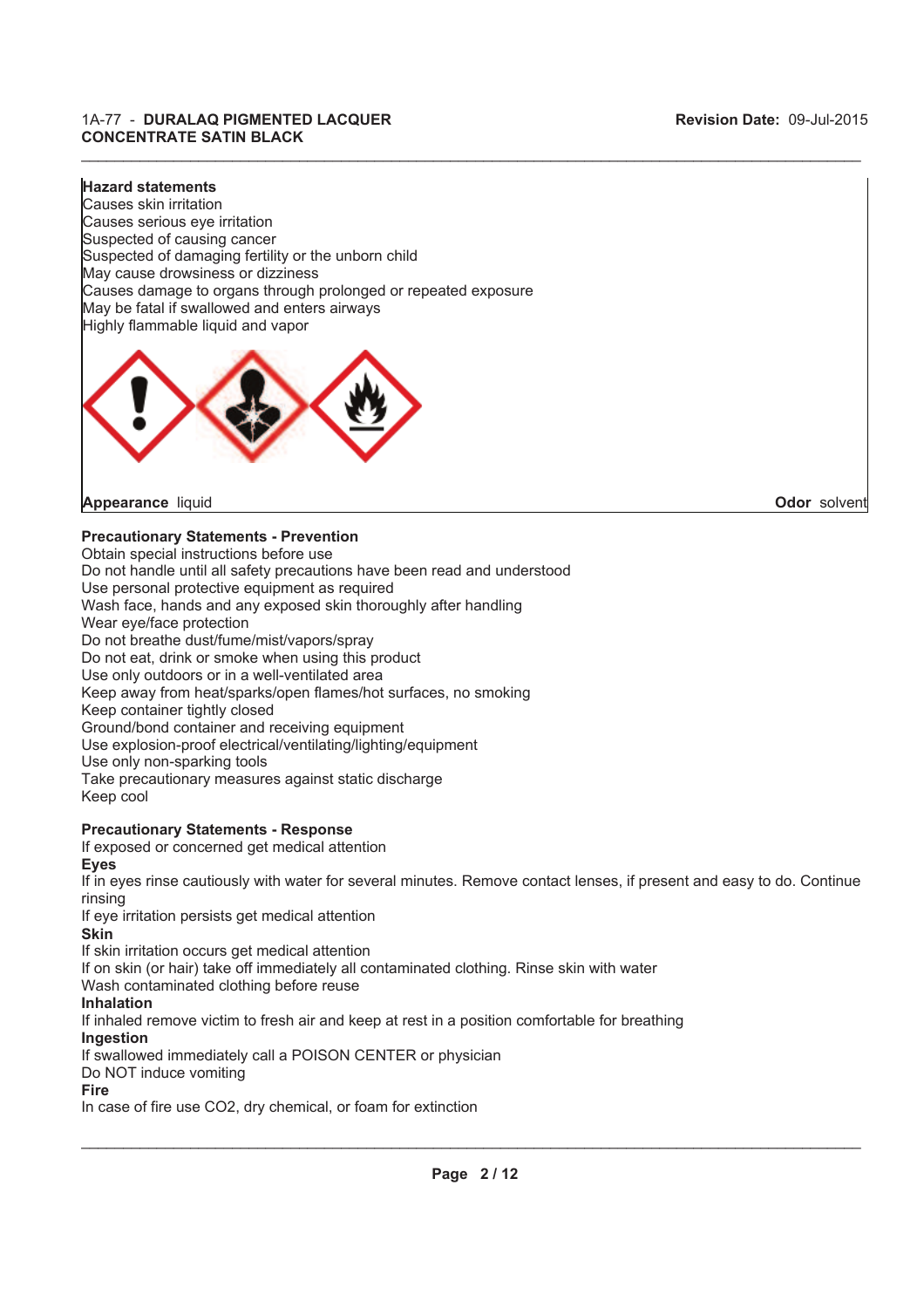**Hazard statements**

Causes skin irritation
Causes serious eye irritation
Suspected of causing cancer
Suspected of damaging fertility or the unborn child
May cause drowsiness or dizziness
Causes damage to organs through prolonged or repeated exposure
May be fatal if swallowed and enters airways
Highly flammable liquid and vapor

**Appearance** liquid

**Odor** solvent

**Precautionary Statements - Prevention**

Obtain special instructions before use
Do not handle until all safety precautions have been read and understood
Use personal protective equipment as required
Wash face, hands and any exposed skin thoroughly after handling
Wear eye/face protection
Do not breathe dust/fume/mist/vapors/spray
Do not eat, drink or smoke when using this product
Use only outdoors or in a well-ventilated area
Keep away from heat/sparks/open flames/hot surfaces, no smoking
Keep container tightly closed
Ground/bond container and receiving equipment
Use explosion-proof electrical/ventilating/lighting/equipment
Use only non-sparking tools
Take precautionary measures against static discharge
Keep cool

**Precautionary Statements - Response**

If exposed or concerned get medical attention

**Eyes**

If in eyes rinse cautiously with water for several minutes. Remove contact lenses, if present and easy to do. Continue rinsing
If eye irritation persists get medical attention

**Skin**

If skin irritation occurs get medical attention
If on skin (or hair) take off immediately all contaminated clothing. Rinse skin with water
Wash contaminated clothing before reuse

**Inhalation**

If inhaled remove victim to fresh air and keep at rest in a position comfortable for breathing

**Ingestion**

If swallowed immediately call a POISON CENTER or physician
Do NOT induce vomiting

**Fire**

In case of fire use $CO_2$, dry chemical, or foam for extinction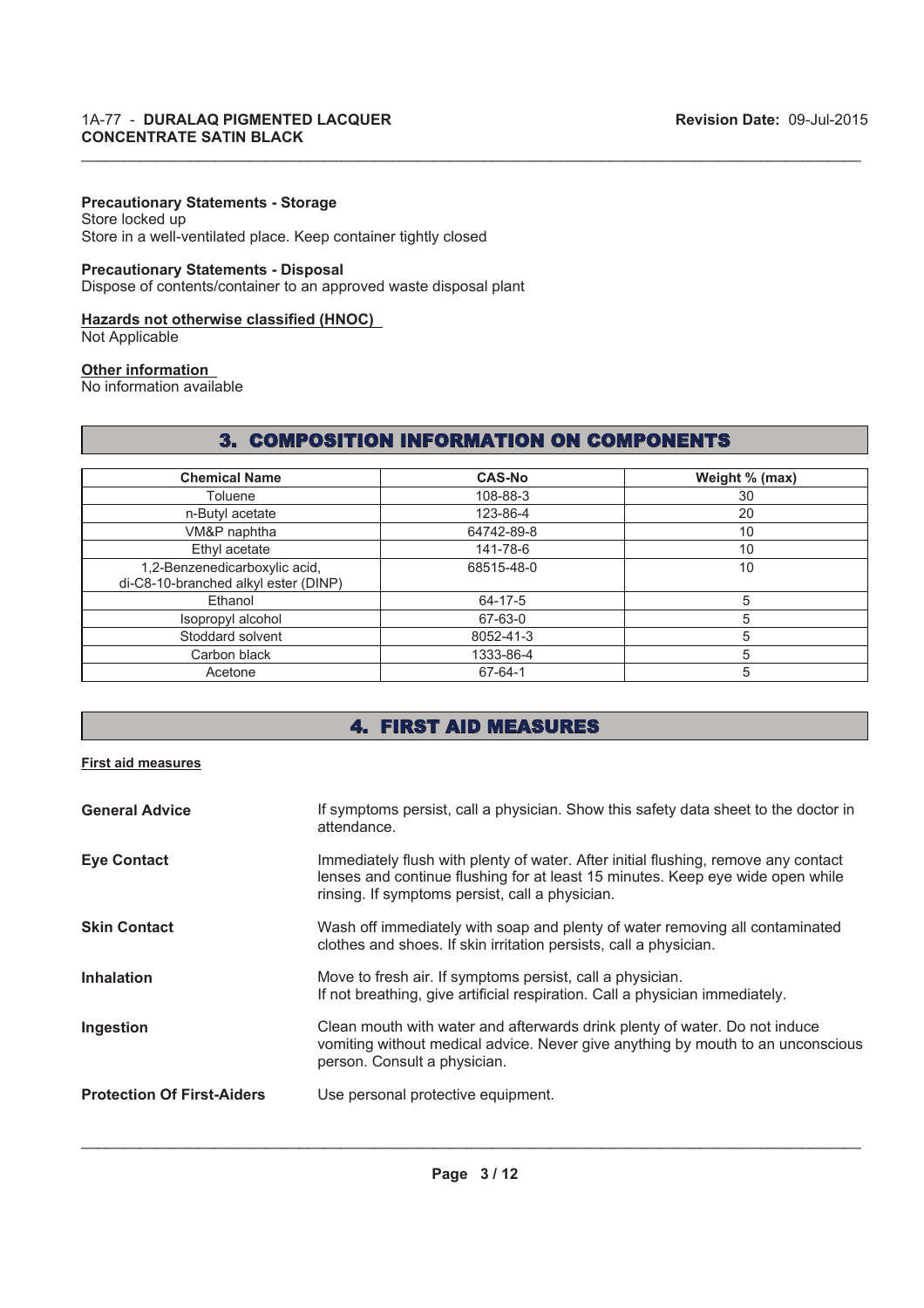**Precautionary Statements - Storage**
Store locked up
Store in a well-ventilated place. Keep container tightly closed

**Precautionary Statements - Disposal**
Dispose of contents/container to an approved waste disposal plant

**Hazards not otherwise classified (HNOC)**
Not Applicable

**Other information**
No information available

## 3. COMPOSITION INFORMATION ON COMPONENTS

| Chemical Name | CAS-No | Weight % (max) |
|---|---|---|
| Toluene | 108-88-3 | 30 |
| n-Butyl acetate | 123-86-4 | 20 |
| VM&P naphtha | 64742-89-8 | 10 |
| Ethyl acetate | 141-78-6 | 10 |
| 1,2-Benzenedicarboxylic acid, di-C8-10-branched alkyl ester (DINP) | 68515-48-0 | 10 |
| Ethanol | 64-17-5 | 5 |
| Isopropyl alcohol | 67-63-0 | 5 |
| Stoddard solvent | 8052-41-3 | 5 |
| Carbon black | 1333-86-4 | 5 |
| Acetone | 67-64-1 | 5 |

## 4. FIRST AID MEASURES

**First aid measures**

**General Advice**
If symptoms persist, call a physician. Show this safety data sheet to the doctor in attendance.

**Eye Contact**
Immediately flush with plenty of water. After initial flushing, remove any contact lenses and continue flushing for at least 15 minutes. Keep eye wide open while rinsing. If symptoms persist, call a physician.

**Skin Contact**
Wash off immediately with soap and plenty of water removing all contaminated clothes and shoes. If skin irritation persists, call a physician.

**Inhalation**
Move to fresh air. If symptoms persist, call a physician.
If not breathing, give artificial respiration. Call a physician immediately.

**Ingestion**
Clean mouth with water and afterwards drink plenty of water. Do not induce vomiting without medical advice. Never give anything by mouth to an unconscious person. Consult a physician.

**Protection Of First-Aiders**
Use personal protective equipment.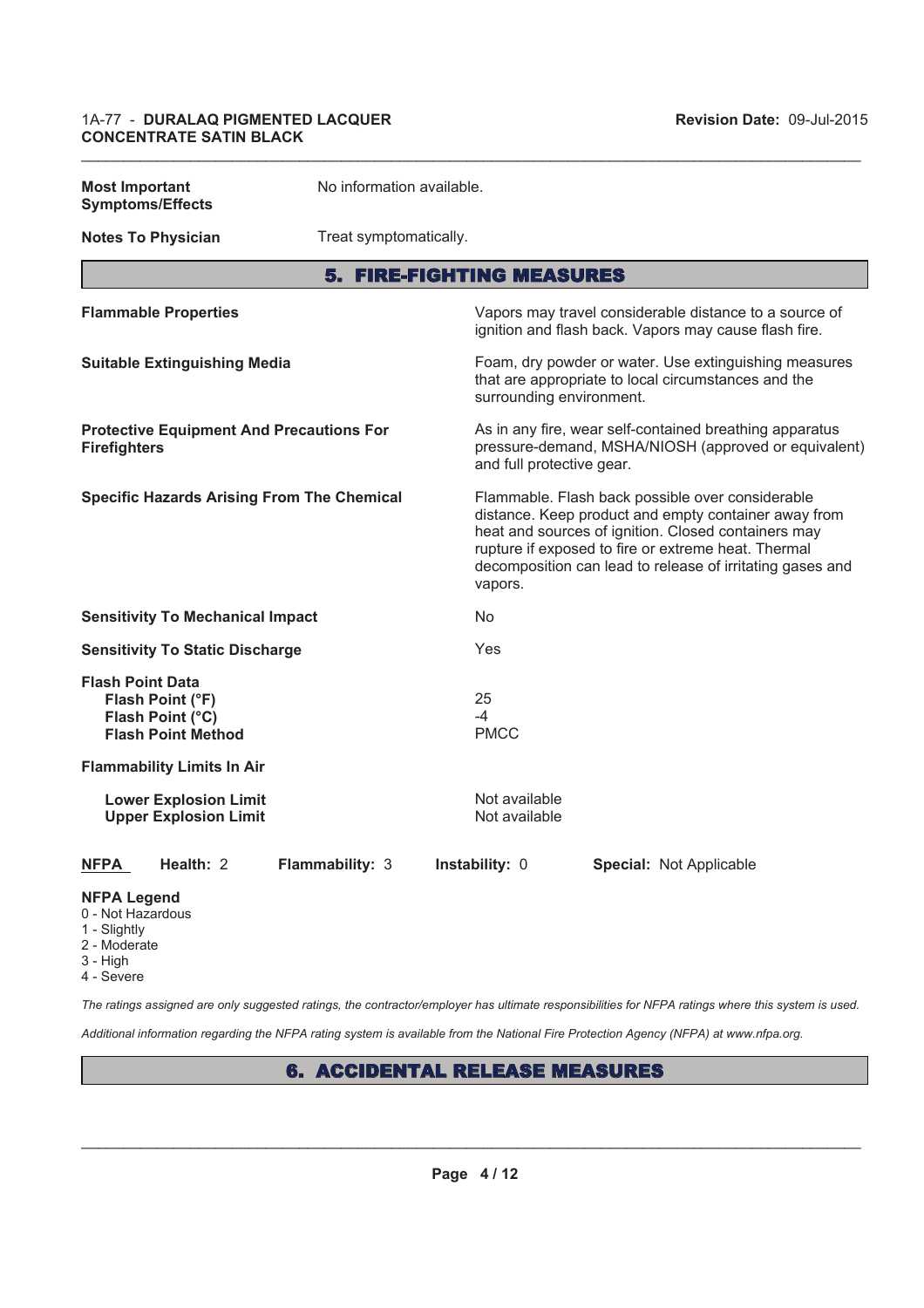| | |
|---|---|
| **Most Important Symptoms/Effects** | No information available. |
| **Notes To Physician** | Treat symptomatically. |

## 5. FIRE-FIGHTING MEASURES

| | |
|---|---|
| **Flammable Properties** | Vapors may travel considerable distance to a source of ignition and flash back. Vapors may cause flash fire. |
| **Suitable Extinguishing Media** | Foam, dry powder or water. Use extinguishing measures that are appropriate to local circumstances and the surrounding environment. |
| **Protective Equipment And Precautions For Firefighters** | As in any fire, wear self-contained breathing apparatus pressure-demand, MSHA/NIOSH (approved or equivalent) and full protective gear. |
| **Specific Hazards Arising From The Chemical** | Flammable. Flash back possible over considerable distance. Keep product and empty container away from heat and sources of ignition. Closed containers may rupture if exposed to fire or extreme heat. Thermal decomposition can lead to release of irritating gases and vapors. |
| **Sensitivity To Mechanical Impact** | No |
| **Sensitivity To Static Discharge** | Yes |
| **Flash Point Data** | |
| **Flash Point (°F)** | 25 |
| **Flash Point (°C)** | -4 |
| **Flash Point Method** | PMCC |
| **Flammability Limits In Air** | |
| **Lower Explosion Limit** | Not available |
| **Upper Explosion Limit** | Not available |

**NFPA** Health: 2 Flammability: 3 Instability: 0 Special: Not Applicable

**NFPA Legend**
0 - Not Hazardous
1 - Slightly
2 - Moderate
3 - High
4 - Severe

*The ratings assigned are only suggested ratings, the contractor/employer has ultimate responsibilities for NFPA ratings where this system is used.*

*Additional information regarding the NFPA rating system is available from the National Fire Protection Agency (NFPA) at www.nfpa.org.*

## 6. ACCIDENTAL RELEASE MEASURES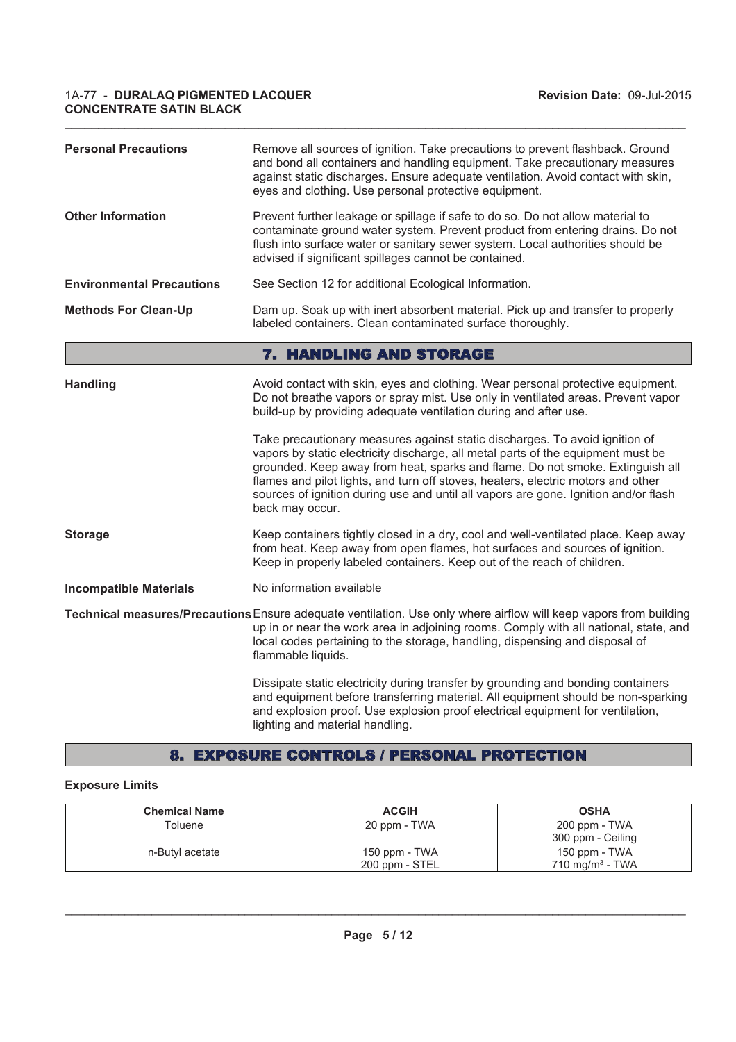**Personal Precautions**

Remove all sources of ignition. Take precautions to prevent flashback. Ground and bond all containers and handling equipment. Take precautionary measures against static discharges. Ensure adequate ventilation. Avoid contact with skin, eyes and clothing. Use personal protective equipment.

**Other Information**

Prevent further leakage or spillage if safe to do so. Do not allow material to contaminate ground water system. Prevent product from entering drains. Do not flush into surface water or sanitary sewer system. Local authorities should be advised if significant spillages cannot be contained.

**Environmental Precautions**

See Section 12 for additional Ecological Information.

**Methods For Clean-Up**

Dam up. Soak up with inert absorbent material. Pick up and transfer to properly labeled containers. Clean contaminated surface thoroughly.

## 7. HANDLING AND STORAGE

**Handling**

Avoid contact with skin, eyes and clothing. Wear personal protective equipment. Do not breathe vapors or spray mist. Use only in ventilated areas. Prevent vapor build-up by providing adequate ventilation during and after use.

Take precautionary measures against static discharges. To avoid ignition of vapors by static electricity discharge, all metal parts of the equipment must be grounded. Keep away from heat, sparks and flame. Do not smoke. Extinguish all flames and pilot lights, and turn off stoves, heaters, electric motors and other sources of ignition during use and until all vapors are gone. Ignition and/or flash back may occur.

**Storage**

Keep containers tightly closed in a dry, cool and well-ventilated place. Keep away from heat. Keep away from open flames, hot surfaces and sources of ignition. Keep in properly labeled containers. Keep out of the reach of children.

**Incompatible Materials**

No information available

**Technical measures/Precautions**

Ensure adequate ventilation. Use only where airflow will keep vapors from building up in or near the work area in adjoining rooms. Comply with all national, state, and local codes pertaining to the storage, handling, dispensing and disposal of flammable liquids.

Dissipate static electricity during transfer by grounding and bonding containers and equipment before transferring material. All equipment should be non-sparking and explosion proof. Use explosion proof electrical equipment for ventilation, lighting and material handling.

## 8. EXPOSURE CONTROLS / PERSONAL PROTECTION

**Exposure Limits**

| Chemical Name | ACGIH | OSHA |
|---|---|---|
| Toluene | 20 ppm - TWA | 200 ppm - TWA<br>300 ppm - Ceiling |
| n-Butyl acetate | 150 ppm - TWA<br>200 ppm - STEL | 150 ppm - TWA<br>710 $mg/m^3$ - TWA |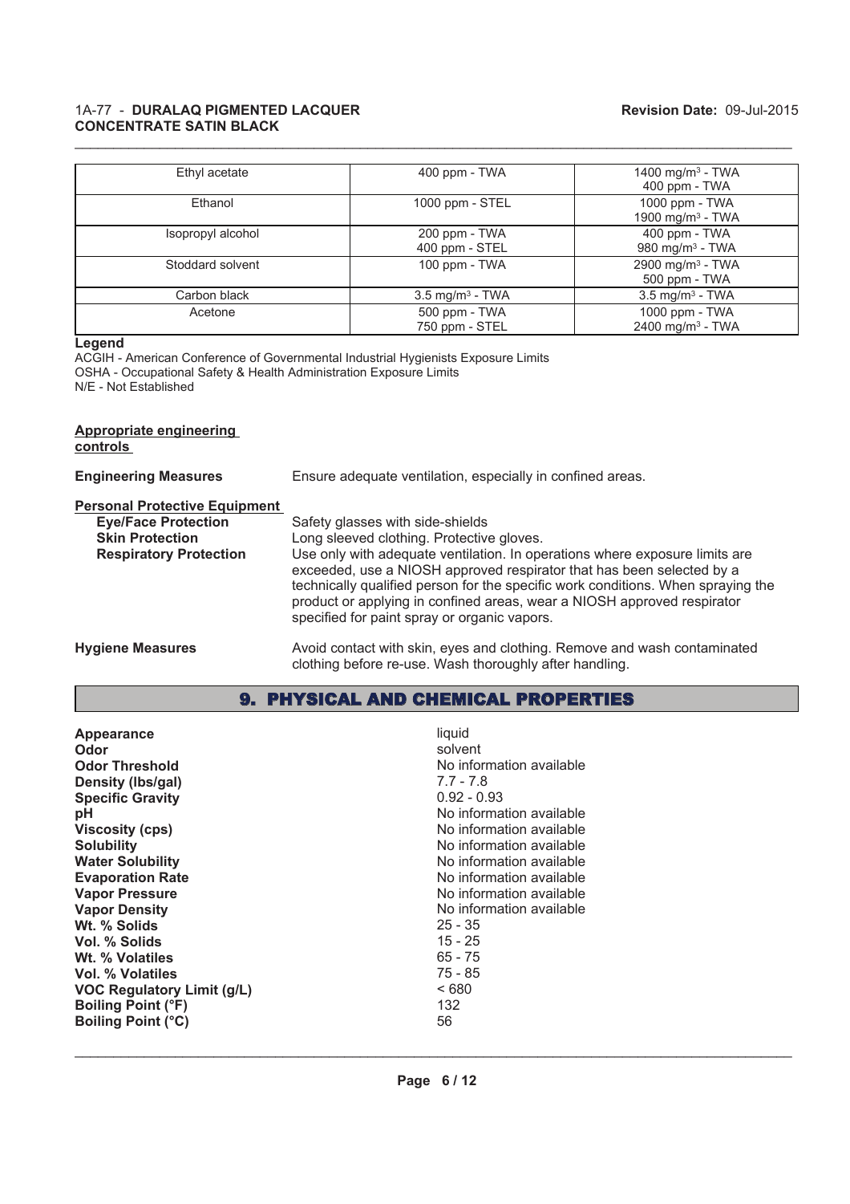| Ethyl acetate | 400 ppm - TWA | 1400 mg/m³ - TWA<br>400 ppm - TWA |
|---|---|---|
| Ethanol | 1000 ppm - STEL | 1000 ppm - TWA<br>1900 mg/m³ - TWA |
| Isopropyl alcohol | 200 ppm - TWA<br>400 ppm - STEL | 400 ppm - TWA<br>980 mg/m³ - TWA |
| Stoddard solvent | 100 ppm - TWA | 2900 mg/m³ - TWA<br>500 ppm - TWA |
| Carbon black | 3.5 mg/m³ - TWA | 3.5 mg/m³ - TWA |
| Acetone | 500 ppm - TWA<br>750 ppm - STEL | 1000 ppm - TWA<br>2400 mg/m³ - TWA |

**Legend**

ACGIH - American Conference of Governmental Industrial Hygienists Exposure Limits
OSHA - Occupational Safety & Health Administration Exposure Limits
N/E - Not Established

**Appropriate engineering controls**

**Engineering Measures** Ensure adequate ventilation, especially in confined areas.

**Personal Protective Equipment**

**Eye/Face Protection** Safety glasses with side-shields

**Skin Protection** Long sleeved clothing. Protective gloves.

**Respiratory Protection** Use only with adequate ventilation. In operations where exposure limits are exceeded, use a NIOSH approved respirator that has been selected by a technically qualified person for the specific work conditions. When spraying the product or applying in confined areas, wear a NIOSH approved respirator specified for paint spray or organic vapors.

**Hygiene Measures** Avoid contact with skin, eyes and clothing. Remove and wash contaminated clothing before re-use. Wash thoroughly after handling.

## 9. PHYSICAL AND CHEMICAL PROPERTIES

| Property | Value |
|---|---|
| **Appearance** | liquid |
| **Odor** | solvent |
| **Odor Threshold** | No information available |
| **Density (lbs/gal)** | 7.7 - 7.8 |
| **Specific Gravity** | 0.92 - 0.93 |
| **pH** | No information available |
| **Viscosity (cps)** | No information available |
| **Solubility** | No information available |
| **Water Solubility** | No information available |
| **Evaporation Rate** | No information available |
| **Vapor Pressure** | No information available |
| **Vapor Density** | No information available |
| **Wt. % Solids** | 25 - 35 |
| **Vol. % Solids** | 15 - 25 |
| **Wt. % Volatiles** | 65 - 75 |
| **Vol. % Volatiles** | 75 - 85 |
| **VOC Regulatory Limit (g/L)** | < 680 |
| **Boiling Point (°F)** | 132 |
| **Boiling Point (°C)** | 56 |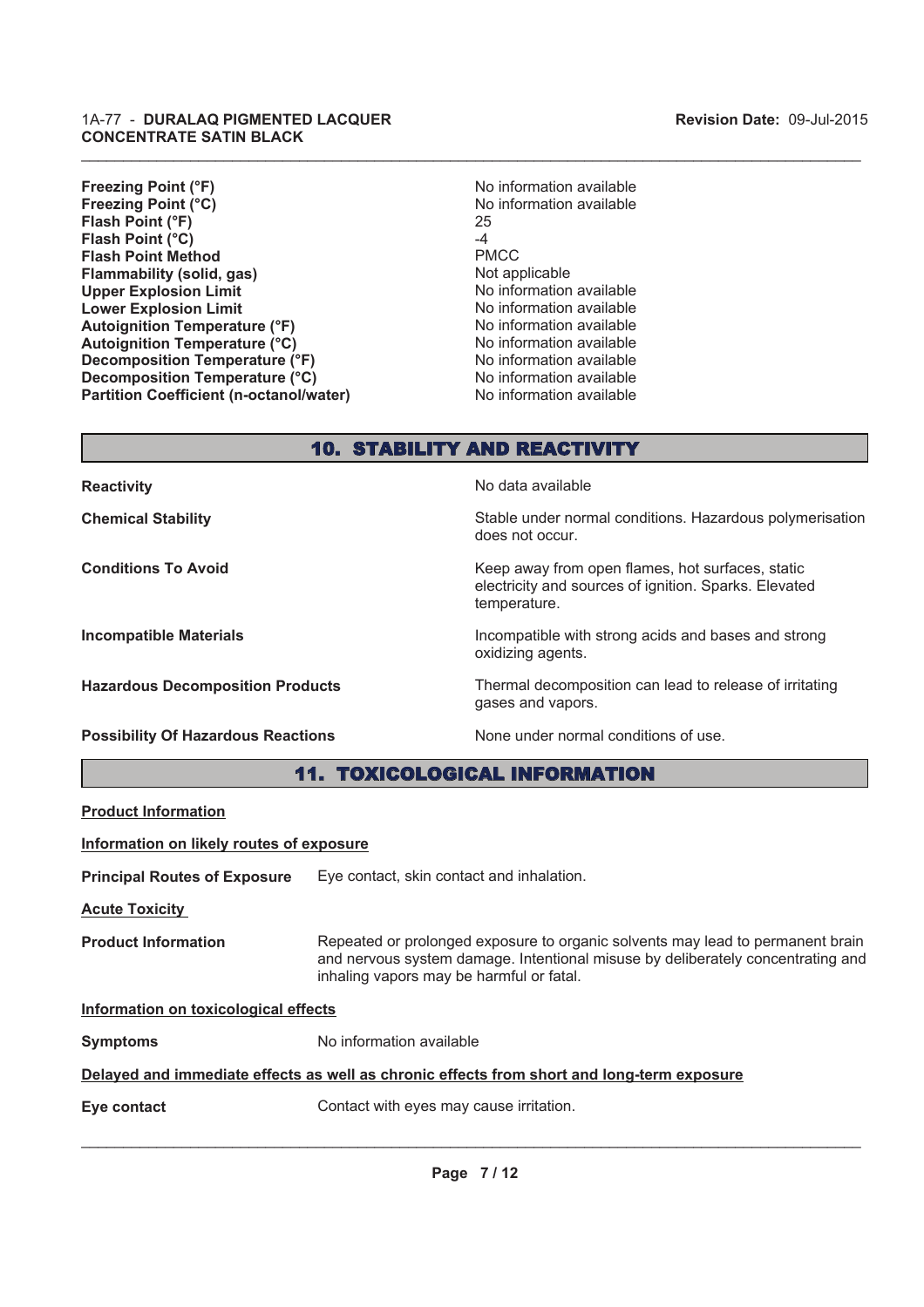| | |
|---|---|
| **Freezing Point (°F)** | No information available |
| **Freezing Point (°C)** | No information available |
| **Flash Point (°F)** | 25 |
| **Flash Point (°C)** | -4 |
| **Flash Point Method** | PMCC |
| **Flammability (solid, gas)** | Not applicable |
| **Upper Explosion Limit** | No information available |
| **Lower Explosion Limit** | No information available |
| **Autoignition Temperature (°F)** | No information available |
| **Autoignition Temperature (°C)** | No information available |
| **Decomposition Temperature (°F)** | No information available |
| **Decomposition Temperature (°C)** | No information available |
| **Partition Coefficient (n-octanol/water)** | No information available |

## 10. STABILITY AND REACTIVITY

| | |
|---|---|
| **Reactivity** | No data available |
| **Chemical Stability** | Stable under normal conditions. Hazardous polymerisation does not occur. |
| **Conditions To Avoid** | Keep away from open flames, hot surfaces, static electricity and sources of ignition. Sparks. Elevated temperature. |
| **Incompatible Materials** | Incompatible with strong acids and bases and strong oxidizing agents. |
| **Hazardous Decomposition Products** | Thermal decomposition can lead to release of irritating gases and vapors. |
| **Possibility Of Hazardous Reactions** | None under normal conditions of use. |

## 11. TOXICOLOGICAL INFORMATION

**Product Information**

**Information on likely routes of exposure**

**Principal Routes of Exposure** Eye contact, skin contact and inhalation.

**Acute Toxicity**

**Product Information** Repeated or prolonged exposure to organic solvents may lead to permanent brain and nervous system damage. Intentional misuse by deliberately concentrating and inhaling vapors may be harmful or fatal.

**Information on toxicological effects**

**Symptoms** No information available

**Delayed and immediate effects as well as chronic effects from short and long-term exposure**

**Eye contact** Contact with eyes may cause irritation.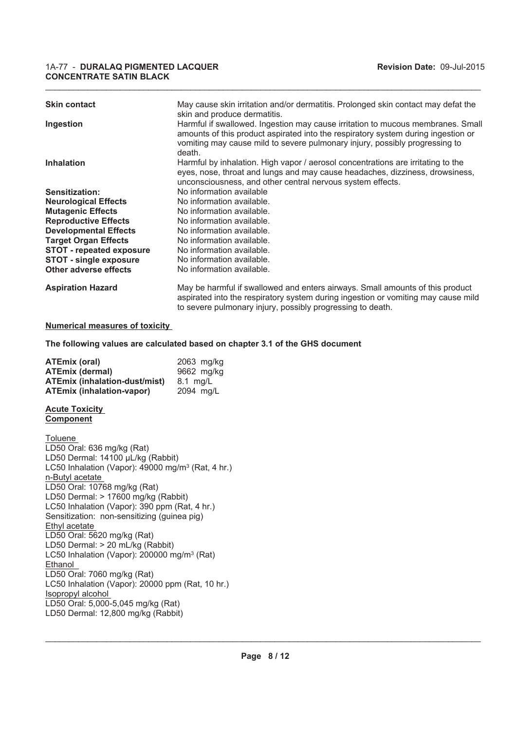| | |
|---|---|
| **Skin contact** | May cause skin irritation and/or dermatitis. Prolonged skin contact may defat the skin and produce dermatitis. |
| **Ingestion** | Harmful if swallowed. Ingestion may cause irritation to mucous membranes. Small amounts of this product aspirated into the respiratory system during ingestion or vomiting may cause mild to severe pulmonary injury, possibly progressing to death. |
| **Inhalation** | Harmful by inhalation. High vapor / aerosol concentrations are irritating to the eyes, nose, throat and lungs and may cause headaches, dizziness, drowsiness, unconsciousness, and other central nervous system effects. |
| **Sensitization:** | No information available |
| **Neurological Effects** | No information available. |
| **Mutagenic Effects** | No information available. |
| **Reproductive Effects** | No information available. |
| **Developmental Effects** | No information available. |
| **Target Organ Effects** | No information available. |
| **STOT - repeated exposure** | No information available. |
| **STOT - single exposure** | No information available. |
| **Other adverse effects** | No information available. |
| **Aspiration Hazard** | May be harmful if swallowed and enters airways. Small amounts of this product aspirated into the respiratory system during ingestion or vomiting may cause mild to severe pulmonary injury, possibly progressing to death. |

**Numerical measures of toxicity**

**The following values are calculated based on chapter 3.1 of the GHS document**

| | |
|---|---|
| **ATEmix (oral)** | 2063 mg/kg |
| **ATEmix (dermal)** | 9662 mg/kg |
| **ATEmix (inhalation-dust/mist)** | 8.1 mg/L |
| **ATEmix (inhalation-vapor)** | 2094 mg/L |

**Acute Toxicity**
**Component**

Toluene
LD50 Oral: 636 mg/kg (Rat)
LD50 Dermal: 14100 µL/kg (Rabbit)
LC50 Inhalation (Vapor): 49000 mg/m³ (Rat, 4 hr.)
n-Butyl acetate
LD50 Oral: 10768 mg/kg (Rat)
LD50 Dermal: > 17600 mg/kg (Rabbit)
LC50 Inhalation (Vapor): 390 ppm (Rat, 4 hr.)
Sensitization: non-sensitizing (guinea pig)
Ethyl acetate
LD50 Oral: 5620 mg/kg (Rat)
LD50 Dermal: > 20 mL/kg (Rabbit)
LC50 Inhalation (Vapor): 200000 mg/m³ (Rat)
Ethanol
LD50 Oral: 7060 mg/kg (Rat)
LC50 Inhalation (Vapor): 20000 ppm (Rat, 10 hr.)
Isopropyl alcohol
LD50 Oral: 5,000-5,045 mg/kg (Rat)
LD50 Dermal: 12,800 mg/kg (Rabbit)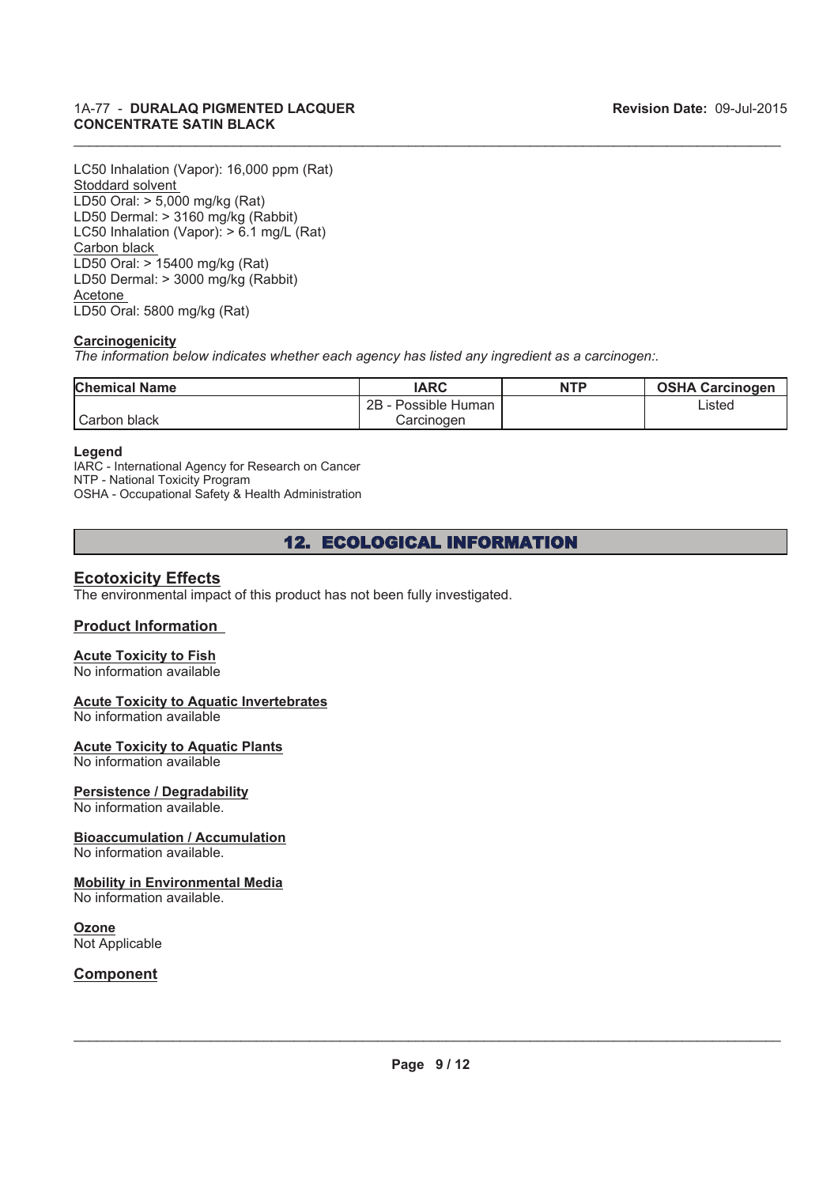LC50 Inhalation (Vapor): 16,000 ppm (Rat)

Stoddard solvent

LD50 Oral: > 5,000 mg/kg (Rat)

LD50 Dermal: > 3160 mg/kg (Rabbit)

LC50 Inhalation (Vapor): > 6.1 mg/L (Rat)

Carbon black

LD50 Oral: > 15400 mg/kg (Rat)

LD50 Dermal: > 3000 mg/kg (Rabbit)

Acetone

LD50 Oral: 5800 mg/kg (Rat)

**Carcinogenicity**

*The information below indicates whether each agency has listed any ingredient as a carcinogen:.*

| Chemical Name | IARC | NTP | OSHA Carcinogen |
|---|---|---|---|
| Carbon black | 2B - Possible Human Carcinogen | | Listed |

**Legend**

IARC - International Agency for Research on Cancer
NTP - National Toxicity Program
OSHA - Occupational Safety & Health Administration

## 12. ECOLOGICAL INFORMATION

### Ecotoxicity Effects

The environmental impact of this product has not been fully investigated.

### Product Information

**Acute Toxicity to Fish**
No information available

**Acute Toxicity to Aquatic Invertebrates**
No information available

**Acute Toxicity to Aquatic Plants**
No information available

**Persistence / Degradability**
No information available.

**Bioaccumulation / Accumulation**
No information available.

**Mobility in Environmental Media**
No information available.

**Ozone**
Not Applicable

### Component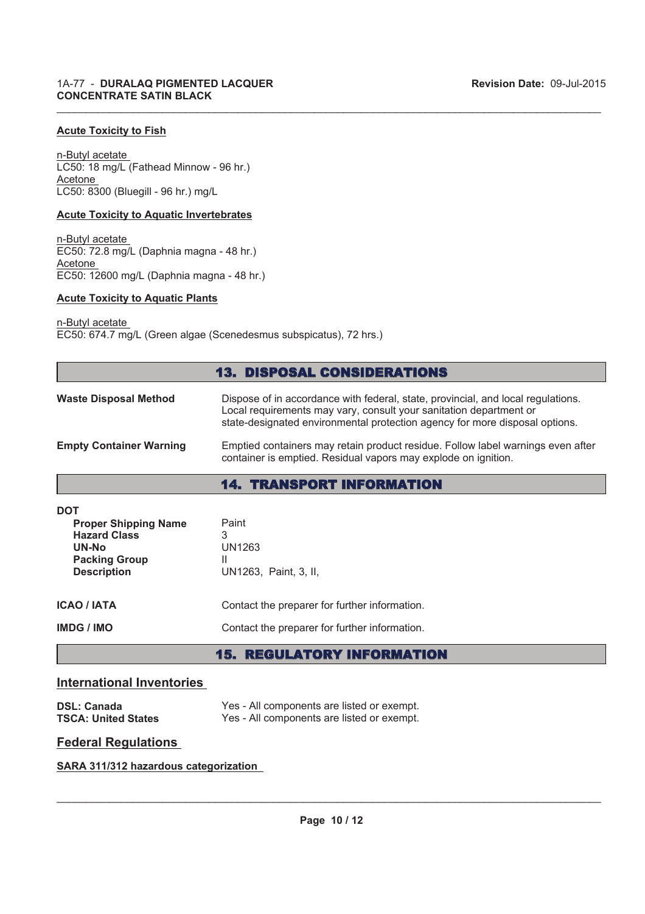### Acute Toxicity to Fish

n-Butyl acetate
LC50: 18 mg/L (Fathead Minnow - 96 hr.)
Acetone
LC50: 8300 (Bluegill - 96 hr.) mg/L

### Acute Toxicity to Aquatic Invertebrates

n-Butyl acetate
EC50: 72.8 mg/L (Daphnia magna - 48 hr.)
Acetone
EC50: 12600 mg/L (Daphnia magna - 48 hr.)

### Acute Toxicity to Aquatic Plants

n-Butyl acetate
EC50: 674.7 mg/L (Green algae (Scenedesmus subspicatus), 72 hrs.)

## 13. DISPOSAL CONSIDERATIONS

**Waste Disposal Method** — Dispose of in accordance with federal, state, provincial, and local regulations. Local requirements may vary, consult your sanitation department or state-designated environmental protection agency for more disposal options.

**Empty Container Warning** — Emptied containers may retain product residue. Follow label warnings even after container is emptied. Residual vapors may explode on ignition.

## 14. TRANSPORT INFORMATION

**DOT**

| | |
|---|---|
| **Proper Shipping Name** | Paint |
| **Hazard Class** | 3 |
| **UN-No** | UN1263 |
| **Packing Group** | II |
| **Description** | UN1263, Paint, 3, II, |

**ICAO / IATA** — Contact the preparer for further information.

**IMDG / IMO** — Contact the preparer for further information.

## 15. REGULATORY INFORMATION

### International Inventories

| | |
|---|---|
| **DSL: Canada** | Yes - All components are listed or exempt. |
| **TSCA: United States** | Yes - All components are listed or exempt. |

### Federal Regulations

**SARA 311/312 hazardous categorization**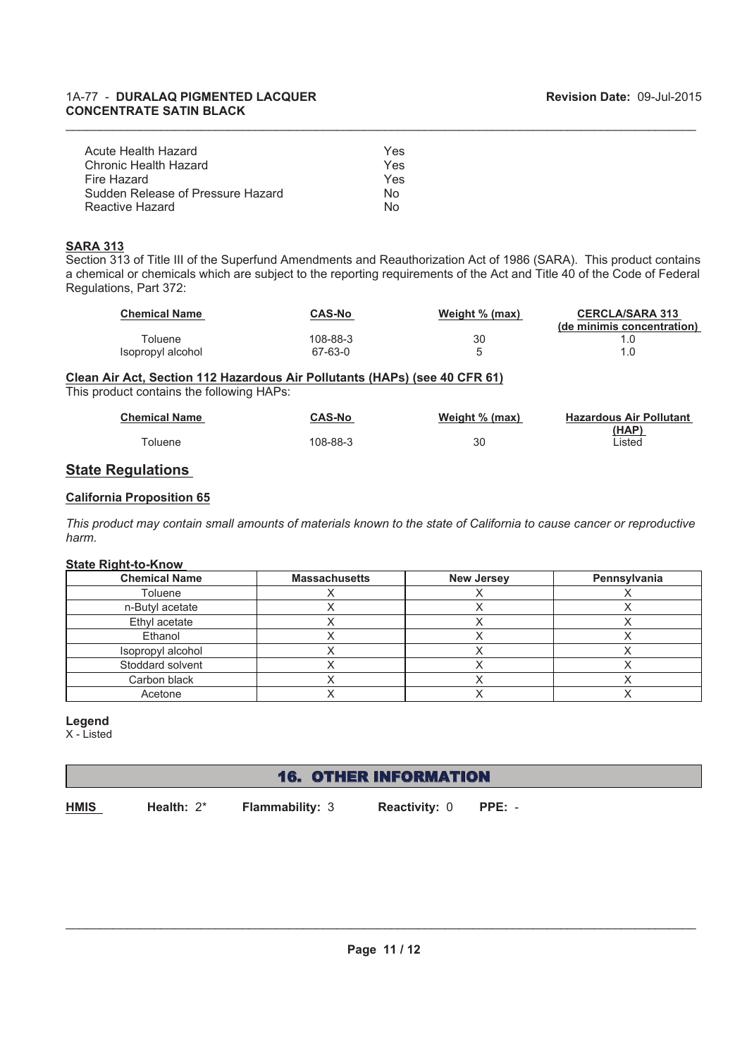| | |
|---|---|
| Acute Health Hazard | Yes |
| Chronic Health Hazard | Yes |
| Fire Hazard | Yes |
| Sudden Release of Pressure Hazard | No |
| Reactive Hazard | No |

**SARA 313**

Section 313 of Title III of the Superfund Amendments and Reauthorization Act of 1986 (SARA). This product contains a chemical or chemicals which are subject to the reporting requirements of the Act and Title 40 of the Code of Federal Regulations, Part 372:

| Chemical Name | CAS-No | Weight % (max) | CERCLA/SARA 313 (de minimis concentration) |
|---|---|---|---|
| Toluene | 108-88-3 | 30 | 1.0 |
| Isopropyl alcohol | 67-63-0 | 5 | 1.0 |

**Clean Air Act, Section 112 Hazardous Air Pollutants (HAPs) (see 40 CFR 61)**

This product contains the following HAPs:

| Chemical Name | CAS-No | Weight % (max) | Hazardous Air Pollutant (HAP) |
|---|---|---|---|
| Toluene | 108-88-3 | 30 | Listed |

## State Regulations

**California Proposition 65**

*This product may contain small amounts of materials known to the state of California to cause cancer or reproductive harm.*

**State Right-to-Know**

| Chemical Name | Massachusetts | New Jersey | Pennsylvania |
|---|---|---|---|
| Toluene | X | X | X |
| n-Butyl acetate | X | X | X |
| Ethyl acetate | X | X | X |
| Ethanol | X | X | X |
| Isopropyl alcohol | X | X | X |
| Stoddard solvent | X | X | X |
| Carbon black | X | X | X |
| Acetone | X | X | X |

**Legend**

X - Listed

## 16. OTHER INFORMATION

**HMIS** **Health:** 2* **Flammability:** 3 **Reactivity:** 0 **PPE:** -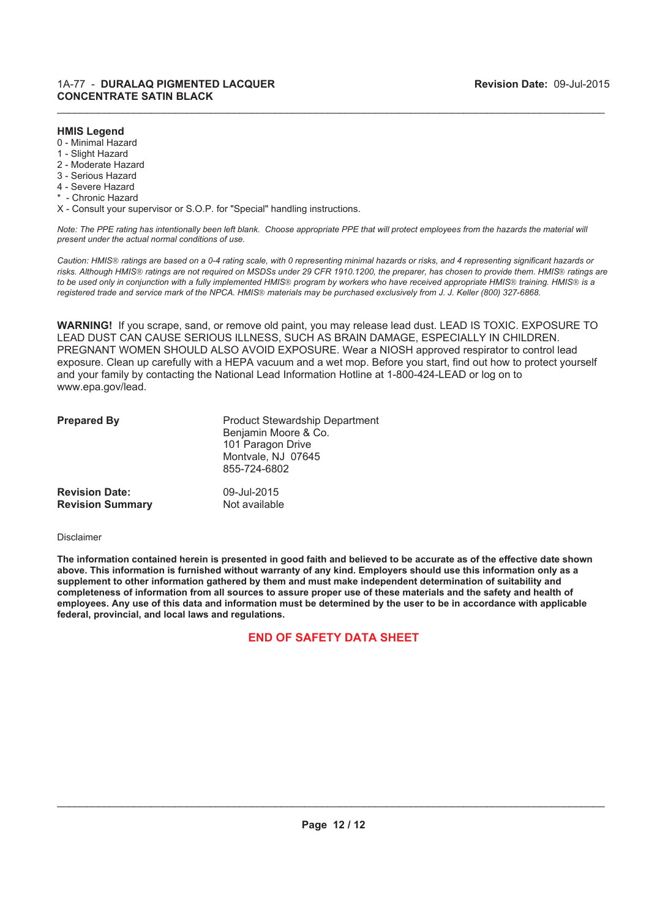#### HMIS Legend

0 - Minimal Hazard
1 - Slight Hazard
2 - Moderate Hazard
3 - Serious Hazard
4 - Severe Hazard
* - Chronic Hazard
X - Consult your supervisor or S.O.P. for "Special" handling instructions.

*Note: The PPE rating has intentionally been left blank. Choose appropriate PPE that will protect employees from the hazards the material will present under the actual normal conditions of use.*

*Caution: HMIS® ratings are based on a 0-4 rating scale, with 0 representing minimal hazards or risks, and 4 representing significant hazards or risks. Although HMIS® ratings are not required on MSDSs under 29 CFR 1910.1200, the preparer, has chosen to provide them. HMIS® ratings are to be used only in conjunction with a fully implemented HMIS® program by workers who have received appropriate HMIS® training. HMIS® is a registered trade and service mark of the NPCA. HMIS® materials may be purchased exclusively from J. J. Keller (800) 327-6868.*

**WARNING!** If you scrape, sand, or remove old paint, you may release lead dust. LEAD IS TOXIC. EXPOSURE TO LEAD DUST CAN CAUSE SERIOUS ILLNESS, SUCH AS BRAIN DAMAGE, ESPECIALLY IN CHILDREN. PREGNANT WOMEN SHOULD ALSO AVOID EXPOSURE. Wear a NIOSH approved respirator to control lead exposure. Clean up carefully with a HEPA vacuum and a wet mop. Before you start, find out how to protect yourself and your family by contacting the National Lead Information Hotline at 1-800-424-LEAD or log on to www.epa.gov/lead.

**Prepared By**
Product Stewardship Department
Benjamin Moore & Co.
101 Paragon Drive
Montvale, NJ 07645
855-724-6802

**Revision Date:** 09-Jul-2015
**Revision Summary** Not available

Disclaimer

**The information contained herein is presented in good faith and believed to be accurate as of the effective date shown above. This information is furnished without warranty of any kind. Employers should use this information only as a supplement to other information gathered by them and must make independent determination of suitability and completeness of information from all sources to assure proper use of these materials and the safety and health of employees. Any use of this data and information must be determined by the user to be in accordance with applicable federal, provincial, and local laws and regulations.**

**END OF SAFETY DATA SHEET**